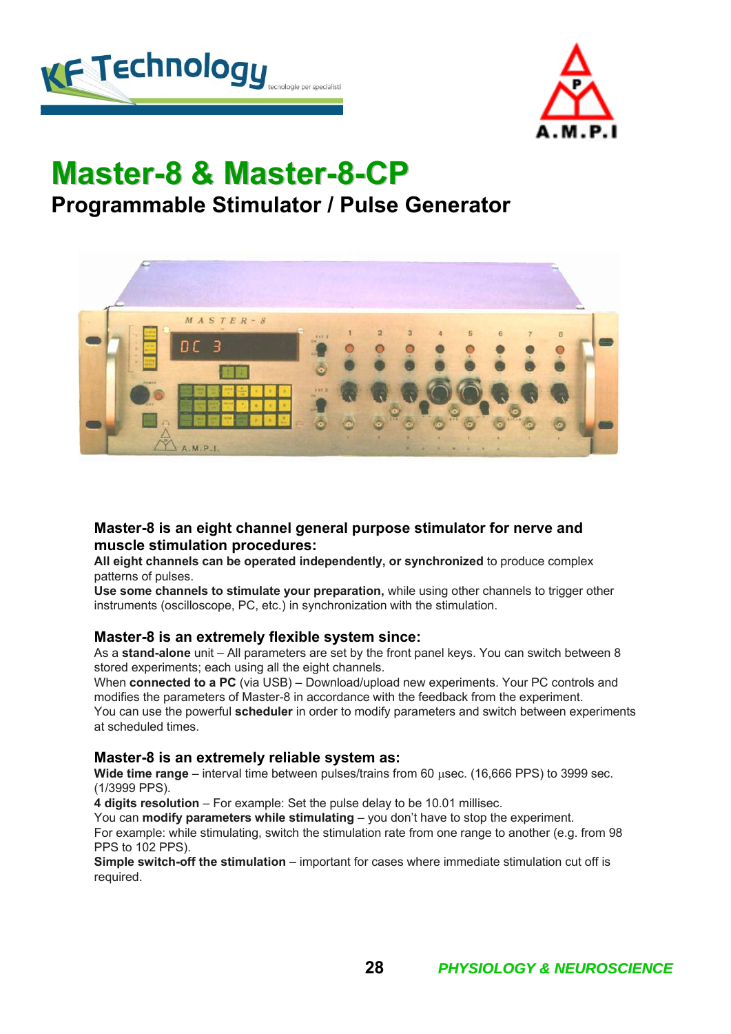# Master-8 & Master-8-CP

## Programmable Stimulator / Pulse Generator

### Master-8 is an eight channel general purpose stimulator for nerve and muscle stimulation procedures:

**All eight channels can be operated independently, or synchronized** to produce complex patterns of pulses.
**Use some channels to stimulate your preparation,** while using other channels to trigger other instruments (oscilloscope, PC, etc.) in synchronization with the stimulation.

### Master-8 is an extremely flexible system since:

As a **stand-alone** unit – All parameters are set by the front panel keys. You can switch between 8 stored experiments; each using all the eight channels.
When **connected to a PC** (via USB) – Download/upload new experiments. Your PC controls and modifies the parameters of Master-8 in accordance with the feedback from the experiment.
You can use the powerful **scheduler** in order to modify parameters and switch between experiments at scheduled times.

### Master-8 is an extremely reliable system as:

**Wide time range** – interval time between pulses/trains from 60 µsec. (16,666 PPS) to 3999 sec. (1/3999 PPS).
**4 digits resolution** – For example: Set the pulse delay to be 10.01 millisec.
You can **modify parameters while stimulating** – you don't have to stop the experiment.
For example: while stimulating, switch the stimulation rate from one range to another (e.g. from 98 PPS to 102 PPS).
**Simple switch-off the stimulation** – important for cases where immediate stimulation cut off is required.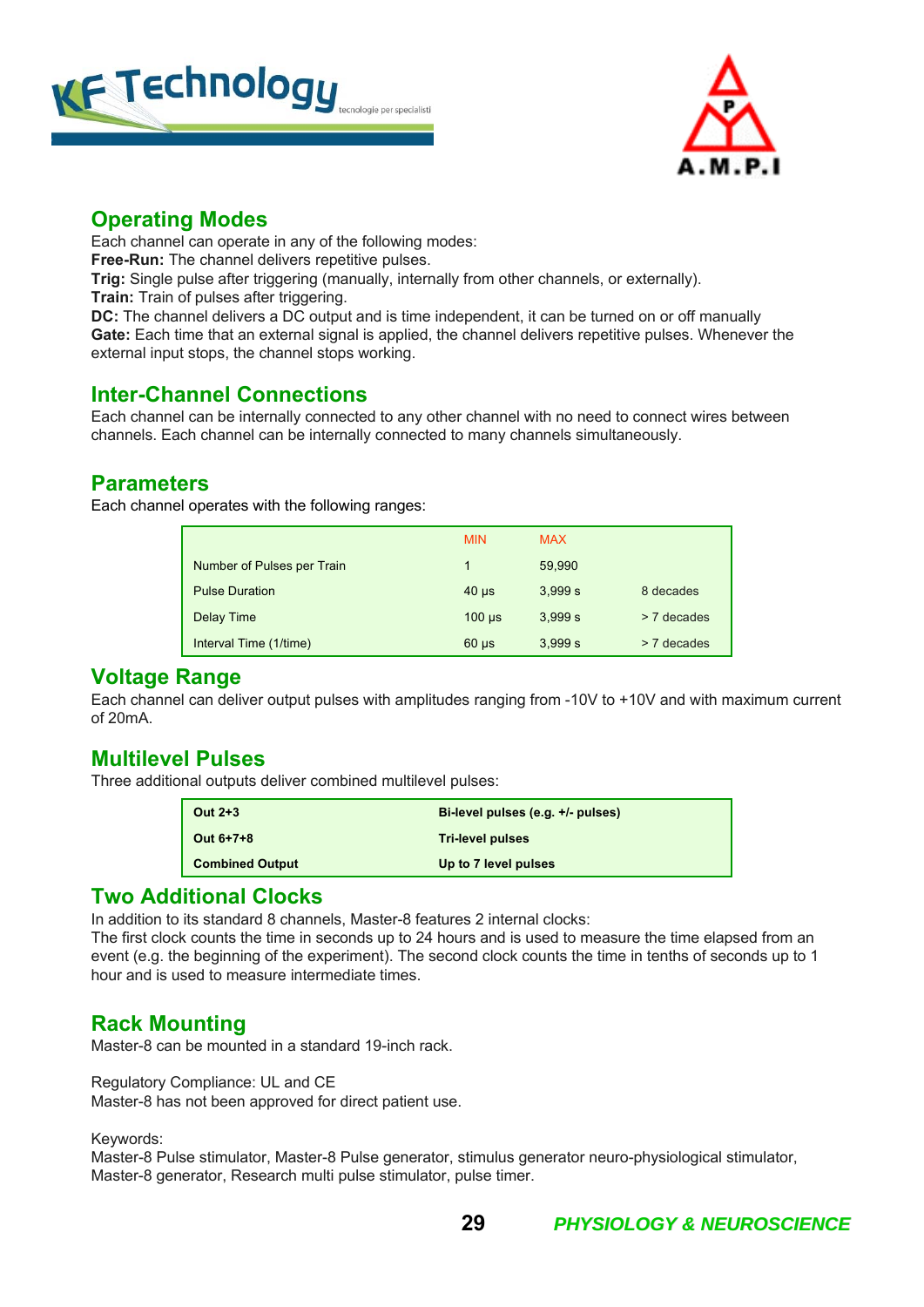## Operating Modes

Each channel can operate in any of the following modes:
**Free-Run:** The channel delivers repetitive pulses.
**Trig:** Single pulse after triggering (manually, internally from other channels, or externally).
**Train:** Train of pulses after triggering.
**DC:** The channel delivers a DC output and is time independent, it can be turned on or off manually
**Gate:** Each time that an external signal is applied, the channel delivers repetitive pulses. Whenever the external input stops, the channel stops working.

## Inter-Channel Connections

Each channel can be internally connected to any other channel with no need to connect wires between channels. Each channel can be internally connected to many channels simultaneously.

## Parameters

Each channel operates with the following ranges:

| | MIN | MAX | |
|---|---|---|---|
| Number of Pulses per Train | 1 | 59,990 | |
| Pulse Duration | 40 µs | 3,999 s | 8 decades |
| Delay Time | 100 µs | 3,999 s | > 7 decades |
| Interval Time (1/time) | 60 µs | 3,999 s | > 7 decades |

## Voltage Range

Each channel can deliver output pulses with amplitudes ranging from -10V to +10V and with maximum current of 20mA.

## Multilevel Pulses

Three additional outputs deliver combined multilevel pulses:

| | |
|---|---|
| **Out 2+3** | **Bi-level pulses (e.g. +/- pulses)** |
| **Out 6+7+8** | **Tri-level pulses** |
| **Combined Output** | **Up to 7 level pulses** |

## Two Additional Clocks

In addition to its standard 8 channels, Master-8 features 2 internal clocks:
The first clock counts the time in seconds up to 24 hours and is used to measure the time elapsed from an event (e.g. the beginning of the experiment). The second clock counts the time in tenths of seconds up to 1 hour and is used to measure intermediate times.

## Rack Mounting

Master-8 can be mounted in a standard 19-inch rack.

Regulatory Compliance: UL and CE
Master-8 has not been approved for direct patient use.

Keywords:
Master-8 Pulse stimulator, Master-8 Pulse generator, stimulus generator neuro-physiological stimulator, Master-8 generator, Research multi pulse stimulator, pulse timer.